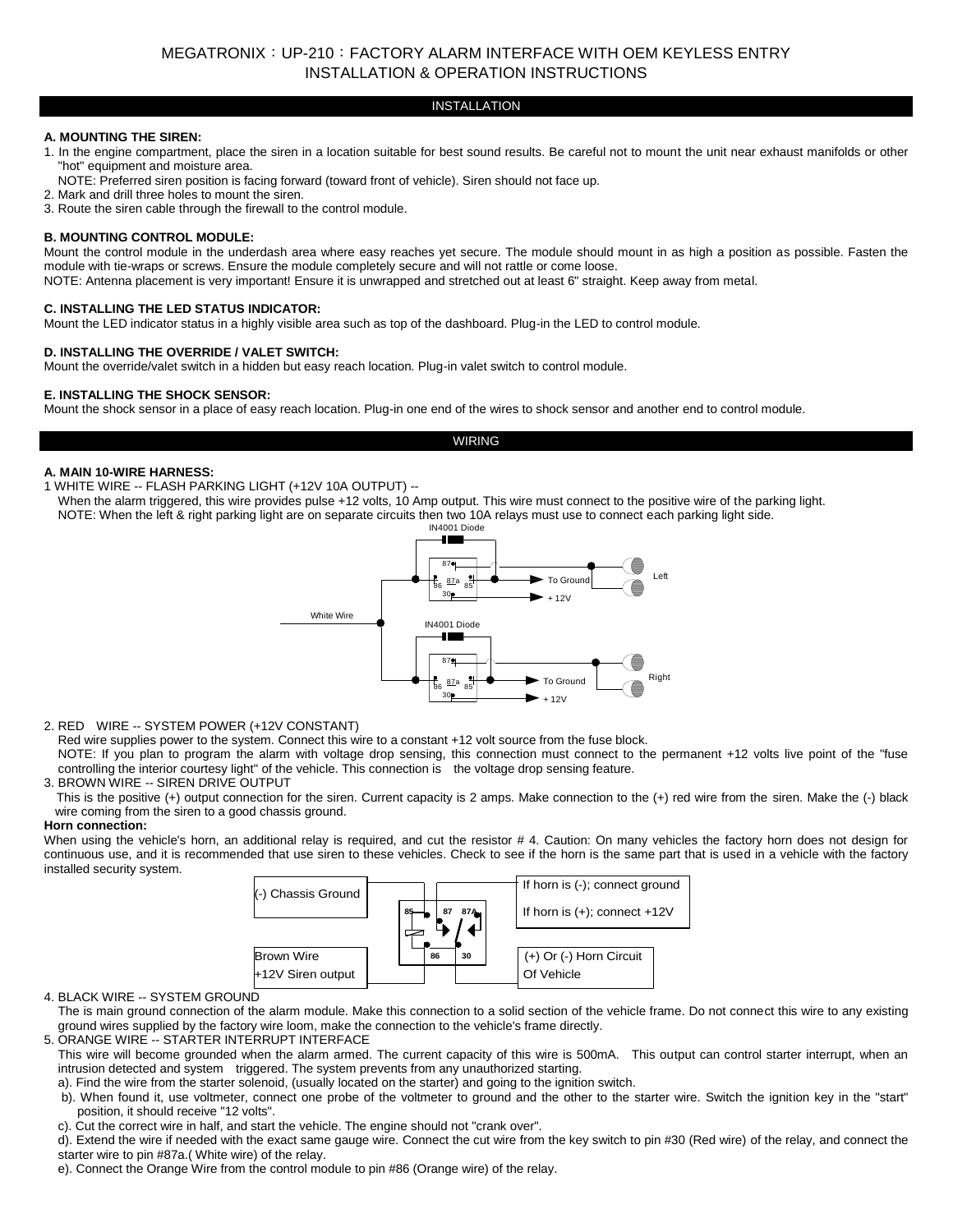# MEGATRONIX：UP-210：FACTORY ALARM INTERFACE WITH OEM KEYLESS ENTRY
## INSTALLATION & OPERATION INSTRUCTIONS

## INSTALLATION

### A. MOUNTING THE SIREN:

1. In the engine compartment, place the siren in a location suitable for best sound results. Be careful not to mount the unit near exhaust manifolds or other "hot" equipment and moisture area.
   NOTE: Preferred siren position is facing forward (toward front of vehicle). Siren should not face up.
2. Mark and drill three holes to mount the siren.
3. Route the siren cable through the firewall to the control module.

### B. MOUNTING CONTROL MODULE:

Mount the control module in the underdash area where easy reaches yet secure. The module should mount in as high a position as possible. Fasten the module with tie-wraps or screws. Ensure the module completely secure and will not rattle or come loose.
NOTE: Antenna placement is very important! Ensure it is unwrapped and stretched out at least 6" straight. Keep away from metal.

### C. INSTALLING THE LED STATUS INDICATOR:

Mount the LED indicator status in a highly visible area such as top of the dashboard. Plug-in the LED to control module.

### D. INSTALLING THE OVERRIDE / VALET SWITCH:

Mount the override/valet switch in a hidden but easy reach location. Plug-in valet switch to control module.

### E. INSTALLING THE SHOCK SENSOR:

Mount the shock sensor in a place of easy reach location. Plug-in one end of the wires to shock sensor and another end to control module.

## WIRING

### A. MAIN 10-WIRE HARNESS:

1 WHITE WIRE -- FLASH PARKING LIGHT (+12V 10A OUTPUT) --
When the alarm triggered, this wire provides pulse +12 volts, 10 Amp output. This wire must connect to the positive wire of the parking light.
NOTE: When the left & right parking light are on separate circuits then two 10A relays must use to connect each parking light side.

(Diagram: White Wire to two relays, each with IN4001 Diode; pins 87, 87a, 86, 85, 30; To Ground; + 12V; Left; Right)

2. RED WIRE -- SYSTEM POWER (+12V CONSTANT)
Red wire supplies power to the system. Connect this wire to a constant +12 volt source from the fuse block.
NOTE: If you plan to program the alarm with voltage drop sensing, this connection must connect to the permanent +12 volts live point of the "fuse controlling the interior courtesy light" of the vehicle. This connection is the voltage drop sensing feature.

3. BROWN WIRE -- SIREN DRIVE OUTPUT
This is the positive (+) output connection for the siren. Current capacity is 2 amps. Make connection to the (+) red wire from the siren. Make the (-) black wire coming from the siren to a good chassis ground.

**Horn connection:**
When using the vehicle's horn, an additional relay is required, and cut the resistor # 4. Caution: On many vehicles the factory horn does not design for continuous use, and it is recommended that use siren to these vehicles. Check to see if the horn is the same part that is used in a vehicle with the factory installed security system.

(Diagram: (-) Chassis Ground; Brown Wire +12V Siren output; relay pins 85, 87, 87A, 86, 30; If horn is (-); connect ground / If horn is (+); connect +12V; (+) Or (-) Horn Circuit Of Vehicle)

4. BLACK WIRE -- SYSTEM GROUND
The is main ground connection of the alarm module. Make this connection to a solid section of the vehicle frame. Do not connect this wire to any existing ground wires supplied by the factory wire loom, make the connection to the vehicle's frame directly.

5. ORANGE WIRE -- STARTER INTERRUPT INTERFACE
This wire will become grounded when the alarm armed. The current capacity of this wire is 500mA. This output can control starter interrupt, when an intrusion detected and system triggered. The system prevents from any unauthorized starting.
a). Find the wire from the starter solenoid, (usually located on the starter) and going to the ignition switch.
b). When found it, use voltmeter, connect one probe of the voltmeter to ground and the other to the starter wire. Switch the ignition key in the "start" position, it should receive "12 volts".
c). Cut the correct wire in half, and start the vehicle. The engine should not "crank over".
d). Extend the wire if needed with the exact same gauge wire. Connect the cut wire from the key switch to pin #30 (Red wire) of the relay, and connect the starter wire to pin #87a.( White wire) of the relay.
e). Connect the Orange Wire from the control module to pin #86 (Orange wire) of the relay.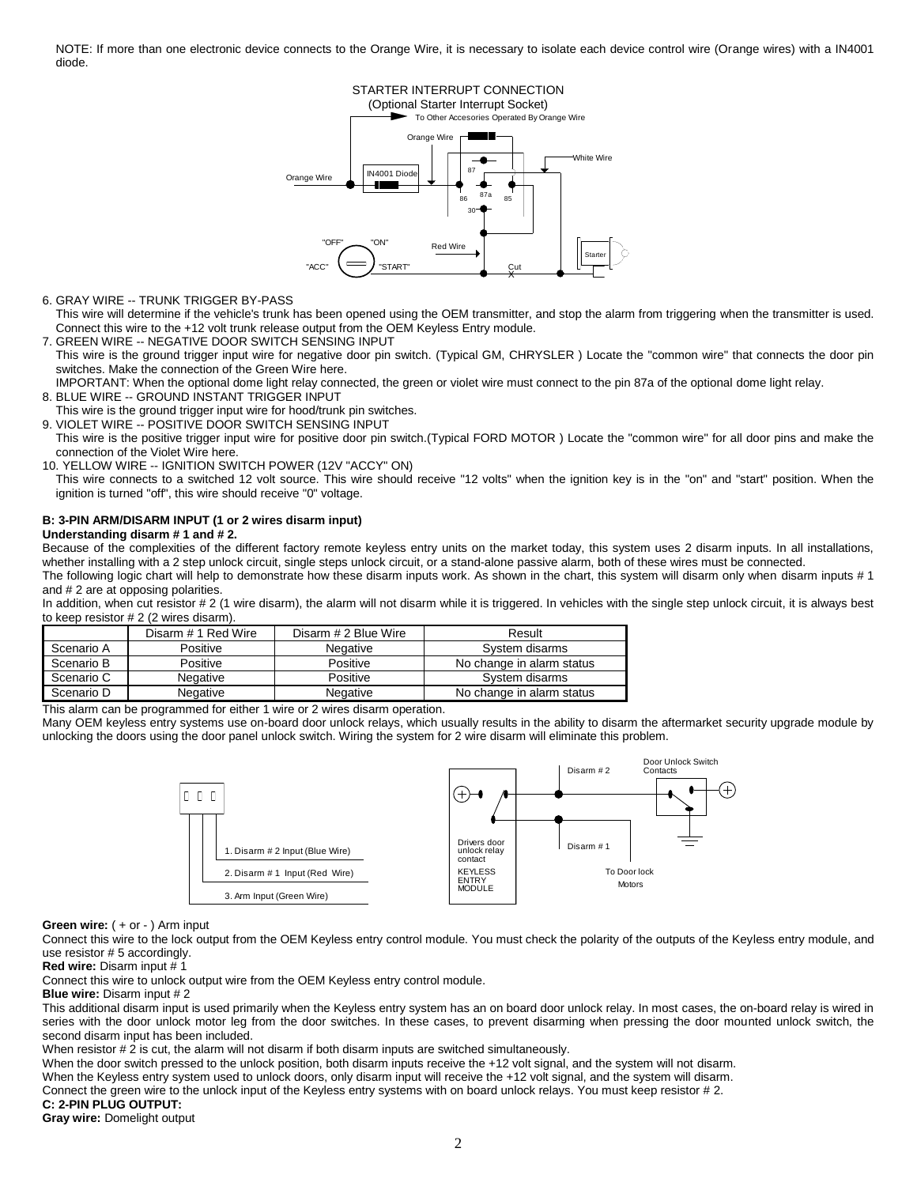NOTE: If more than one electronic device connects to the Orange Wire, it is necessary to isolate each device control wire (Orange wires) with a IN4001 diode.

STARTER INTERRUPT CONNECTION
(Optional Starter Interrupt Socket)

6. GRAY WIRE -- TRUNK TRIGGER BY-PASS
   This wire will determine if the vehicle's trunk has been opened using the OEM transmitter, and stop the alarm from triggering when the transmitter is used. Connect this wire to the +12 volt trunk release output from the OEM Keyless Entry module.
7. GREEN WIRE -- NEGATIVE DOOR SWITCH SENSING INPUT
   This wire is the ground trigger input wire for negative door pin switch. (Typical GM, CHRYSLER ) Locate the "common wire" that connects the door pin switches. Make the connection of the Green Wire here.
   IMPORTANT: When the optional dome light relay connected, the green or violet wire must connect to the pin 87a of the optional dome light relay.
8. BLUE WIRE -- GROUND INSTANT TRIGGER INPUT
   This wire is the ground trigger input wire for hood/trunk pin switches.
9. VIOLET WIRE -- POSITIVE DOOR SWITCH SENSING INPUT
   This wire is the positive trigger input wire for positive door pin switch.(Typical FORD MOTOR ) Locate the "common wire" for all door pins and make the connection of the Violet Wire here.
10. YELLOW WIRE -- IGNITION SWITCH POWER (12V "ACCY" ON)
    This wire connects to a switched 12 volt source. This wire should receive "12 volts" when the ignition key is in the "on" and "start" position. When the ignition is turned "off", this wire should receive "0" voltage.

**B: 3-PIN ARM/DISARM INPUT (1 or 2 wires disarm input)**

**Understanding disarm # 1 and # 2.**

Because of the complexities of the different factory remote keyless entry units on the market today, this system uses 2 disarm inputs. In all installations, whether installing with a 2 step unlock circuit, single steps unlock circuit, or a stand-alone passive alarm, both of these wires must be connected.

The following logic chart will help to demonstrate how these disarm inputs work. As shown in the chart, this system will disarm only when disarm inputs # 1 and # 2 are at opposing polarities.

In addition, when cut resistor # 2 (1 wire disarm), the alarm will not disarm while it is triggered. In vehicles with the single step unlock circuit, it is always best to keep resistor # 2 (2 wires disarm).

| | Disarm # 1 Red Wire | Disarm # 2 Blue Wire | Result |
|---|---|---|---|
| Scenario A | Positive | Negative | System disarms |
| Scenario B | Positive | Positive | No change in alarm status |
| Scenario C | Negative | Positive | System disarms |
| Scenario D | Negative | Negative | No change in alarm status |

This alarm can be programmed for either 1 wire or 2 wires disarm operation.

Many OEM keyless entry systems use on-board door unlock relays, which usually results in the ability to disarm the aftermarket security upgrade module by unlocking the doors using the door panel unlock switch. Wiring the system for 2 wire disarm will eliminate this problem.

1. Disarm # 2 Input (Blue Wire)
2. Disarm # 1 Input (Red Wire)
3. Arm Input (Green Wire)

**Green wire:** ( + or - ) Arm input

Connect this wire to the lock output from the OEM Keyless entry control module. You must check the polarity of the outputs of the Keyless entry module, and use resistor # 5 accordingly.

**Red wire:** Disarm input # 1

Connect this wire to unlock output wire from the OEM Keyless entry control module.

**Blue wire:** Disarm input # 2

This additional disarm input is used primarily when the Keyless entry system has an on board door unlock relay. In most cases, the on-board relay is wired in series with the door unlock motor leg from the door switches. In these cases, to prevent disarming when pressing the door mounted unlock switch, the second disarm input has been included.

When resistor # 2 is cut, the alarm will not disarm if both disarm inputs are switched simultaneously.

When the door switch pressed to the unlock position, both disarm inputs receive the +12 volt signal, and the system will not disarm.

When the Keyless entry system used to unlock doors, only disarm input will receive the +12 volt signal, and the system will disarm.

Connect the green wire to the unlock input of the Keyless entry systems with on board unlock relays. You must keep resistor # 2.

**C: 2-PIN PLUG OUTPUT:**

**Gray wire:** Domelight output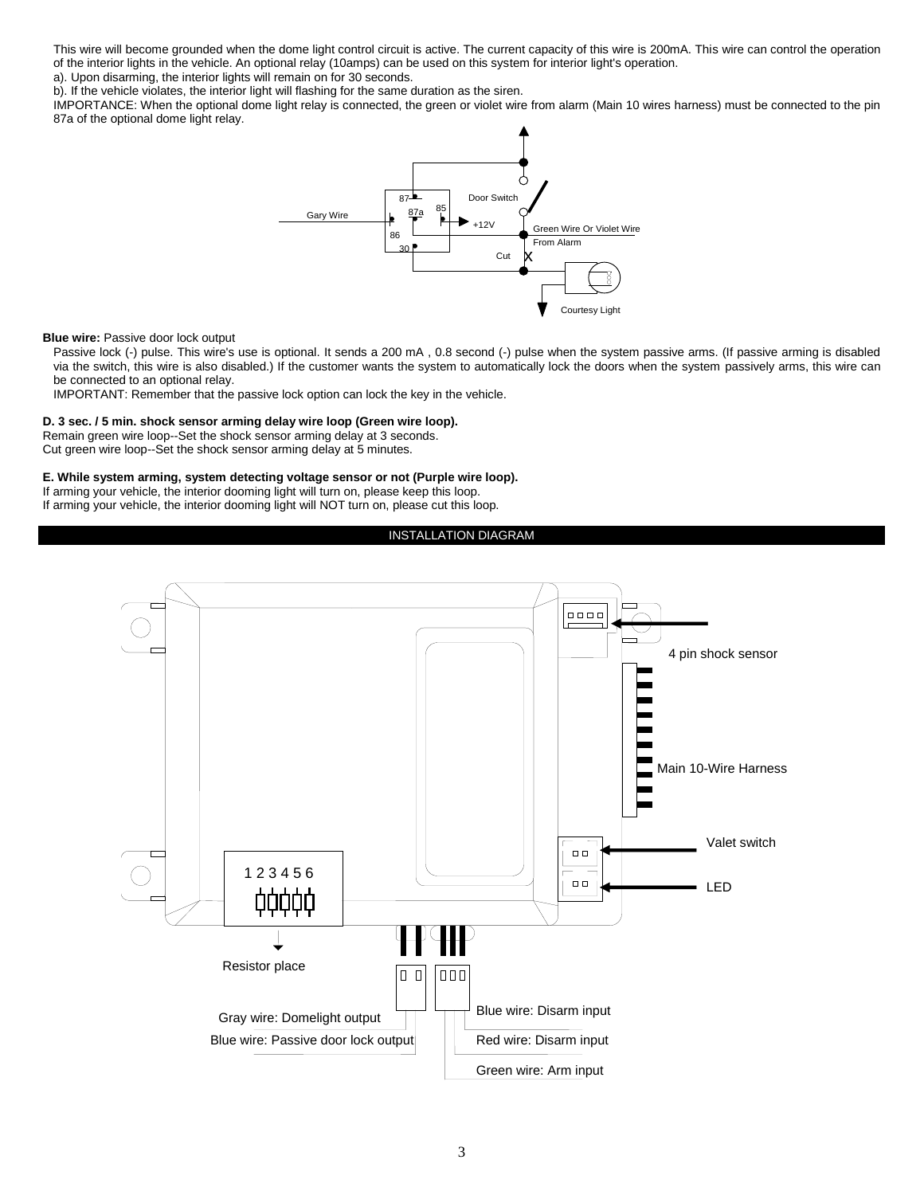This wire will become grounded when the dome light control circuit is active. The current capacity of this wire is 200mA. This wire can control the operation of the interior lights in the vehicle. An optional relay (10amps) can be used on this system for interior light's operation.

a). Upon disarming, the interior lights will remain on for 30 seconds.

b). If the vehicle violates, the interior light will flashing for the same duration as the siren.

IMPORTANCE: When the optional dome light relay is connected, the green or violet wire from alarm (Main 10 wires harness) must be connected to the pin 87a of the optional dome light relay.

87 87a 85 Door Switch Gary Wire +12V 86 Green Wire Or Violet Wire From Alarm 30 Cut X Courtesy Light

**Blue wire:** Passive door lock output

Passive lock (-) pulse. This wire's use is optional. It sends a 200 mA , 0.8 second (-) pulse when the system passive arms. (If passive arming is disabled via the switch, this wire is also disabled.) If the customer wants the system to automatically lock the doors when the system passively arms, this wire can be connected to an optional relay.

IMPORTANT: Remember that the passive lock option can lock the key in the vehicle.

**D. 3 sec. / 5 min. shock sensor arming delay wire loop (Green wire loop).**

Remain green wire loop--Set the shock sensor arming delay at 3 seconds.

Cut green wire loop--Set the shock sensor arming delay at 5 minutes.

**E. While system arming, system detecting voltage sensor or not (Purple wire loop).**

If arming your vehicle, the interior dooming light will turn on, please keep this loop.

If arming your vehicle, the interior dooming light will NOT turn on, please cut this loop.

## INSTALLATION DIAGRAM

4 pin shock sensor

Main 10-Wire Harness

Valet switch

LED

1 2 3 4 5 6

Resistor place

Gray wire: Domelight output

Blue wire: Passive door lock output

Blue wire: Disarm input

Red wire: Disarm input

Green wire: Arm input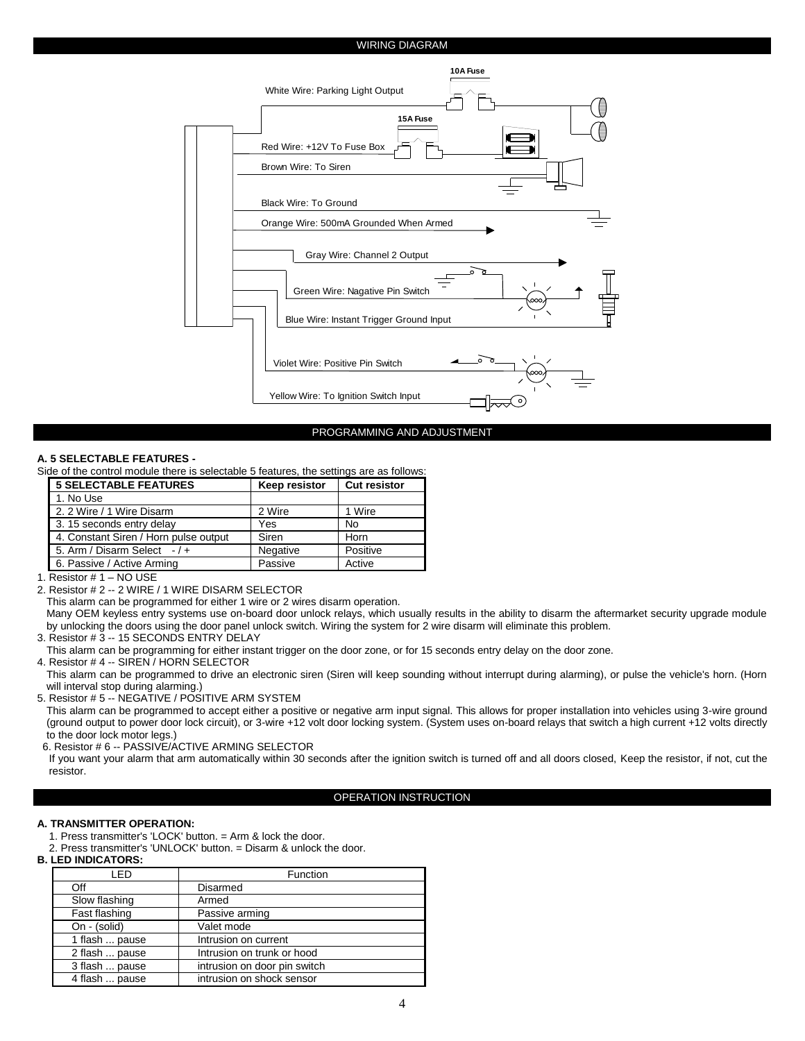## WIRING DIAGRAM

10A Fuse

White Wire: Parking Light Output

15A Fuse

Red Wire: +12V To Fuse Box

Brown Wire: To Siren

Black Wire: To Ground

Orange Wire: 500mA Grounded When Armed

Gray Wire: Channel 2 Output

Green Wire: Nagative Pin Switch

Blue Wire: Instant Trigger Ground Input

Violet Wire: Positive Pin Switch

Yellow Wire: To Ignition Switch Input

## PROGRAMMING AND ADJUSTMENT

**A. 5 SELECTABLE FEATURES -**

Side of the control module there is selectable 5 features, the settings are as follows:

| 5 SELECTABLE FEATURES | Keep resistor | Cut resistor |
|---|---|---|
| 1. No Use | | |
| 2. 2 Wire / 1 Wire Disarm | 2 Wire | 1 Wire |
| 3. 15 seconds entry delay | Yes | No |
| 4. Constant Siren / Horn pulse output | Siren | Horn |
| 5. Arm / Disarm Select - / + | Negative | Positive |
| 6. Passive / Active Arming | Passive | Active |

1. Resistor # 1 – NO USE
2. Resistor # 2 -- 2 WIRE / 1 WIRE DISARM SELECTOR
   This alarm can be programmed for either 1 wire or 2 wires disarm operation.
   Many OEM keyless entry systems use on-board door unlock relays, which usually results in the ability to disarm the aftermarket security upgrade module by unlocking the doors using the door panel unlock switch. Wiring the system for 2 wire disarm will eliminate this problem.
3. Resistor # 3 -- 15 SECONDS ENTRY DELAY
   This alarm can be programming for either instant trigger on the door zone, or for 15 seconds entry delay on the door zone.
4. Resistor # 4 -- SIREN / HORN SELECTOR
   This alarm can be programmed to drive an electronic siren (Siren will keep sounding without interrupt during alarming), or pulse the vehicle's horn. (Horn will interval stop during alarming.)
5. Resistor # 5 -- NEGATIVE / POSITIVE ARM SYSTEM
   This alarm can be programmed to accept either a positive or negative arm input signal. This allows for proper installation into vehicles using 3-wire ground (ground output to power door lock circuit), or 3-wire +12 volt door locking system. (System uses on-board relays that switch a high current +12 volts directly to the door lock motor legs.)
6. Resistor # 6 -- PASSIVE/ACTIVE ARMING SELECTOR
   If you want your alarm that arm automatically within 30 seconds after the ignition switch is turned off and all doors closed, Keep the resistor, if not, cut the resistor.

## OPERATION INSTRUCTION

**A. TRANSMITTER OPERATION:**

1. Press transmitter's 'LOCK' button. = Arm & lock the door.
2. Press transmitter's 'UNLOCK' button. = Disarm & unlock the door.

**B. LED INDICATORS:**

| LED | Function |
|---|---|
| Off | Disarmed |
| Slow flashing | Armed |
| Fast flashing | Passive arming |
| On - (solid) | Valet mode |
| 1 flash ... pause | Intrusion on current |
| 2 flash ... pause | Intrusion on trunk or hood |
| 3 flash ... pause | intrusion on door pin switch |
| 4 flash ... pause | intrusion on shock sensor |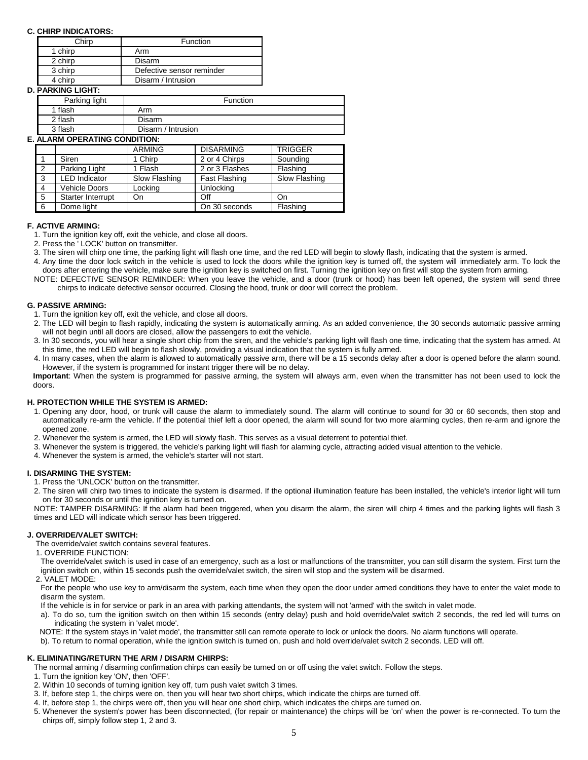**C. CHIRP INDICATORS:**

| Chirp | Function |
|---|---|
| 1 chirp | Arm |
| 2 chirp | Disarm |
| 3 chirp | Defective sensor reminder |
| 4 chirp | Disarm / Intrusion |

**D. PARKING LIGHT:**

| Parking light | Function |
|---|---|
| 1 flash | Arm |
| 2 flash | Disarm |
| 3 flash | Disarm / Intrusion |

**E. ALARM OPERATING CONDITION:**

| | | ARMING | DISARMING | TRIGGER |
|---|---|---|---|---|
| 1 | Siren | 1 Chirp | 2 or 4 Chirps | Sounding |
| 2 | Parking Light | 1 Flash | 2 or 3 Flashes | Flashing |
| 3 | LED Indicator | Slow Flashing | Fast Flashing | Slow Flashing |
| 4 | Vehicle Doors | Locking | Unlocking | |
| 5 | Starter Interrupt | On | Off | On |
| 6 | Dome light | | On 30 seconds | Flashing |

**F. ACTIVE ARMING:**

1. Turn the ignition key off, exit the vehicle, and close all doors.
2. Press the ' LOCK' button on transmitter.
3. The siren will chirp one time, the parking light will flash one time, and the red LED will begin to slowly flash, indicating that the system is armed.
4. Any time the door lock switch in the vehicle is used to lock the doors while the ignition key is turned off, the system will immediately arm. To lock the doors after entering the vehicle, make sure the ignition key is switched on first. Turning the ignition key on first will stop the system from arming.

NOTE: DEFECTIVE SENSOR REMINDER: When you leave the vehicle, and a door (trunk or hood) has been left opened, the system will send three chirps to indicate defective sensor occurred. Closing the hood, trunk or door will correct the problem.

**G. PASSIVE ARMING:**

1. Turn the ignition key off, exit the vehicle, and close all doors.
2. The LED will begin to flash rapidly, indicating the system is automatically arming. As an added convenience, the 30 seconds automatic passive arming will not begin until all doors are closed, allow the passengers to exit the vehicle.
3. In 30 seconds, you will hear a single short chip from the siren, and the vehicle's parking light will flash one time, indicating that the system has armed. At this time, the red LED will begin to flash slowly, providing a visual indication that the system is fully armed.
4. In many cases, when the alarm is allowed to automatically passive arm, there will be a 15 seconds delay after a door is opened before the alarm sound. However, if the system is programmed for instant trigger there will be no delay.

**Important**: When the system is programmed for passive arming, the system will always arm, even when the transmitter has not been used to lock the doors.

**H. PROTECTION WHILE THE SYSTEM IS ARMED:**

1. Opening any door, hood, or trunk will cause the alarm to immediately sound. The alarm will continue to sound for 30 or 60 seconds, then stop and automatically re-arm the vehicle. If the potential thief left a door opened, the alarm will sound for two more alarming cycles, then re-arm and ignore the opened zone.
2. Whenever the system is armed, the LED will slowly flash. This serves as a visual deterrent to potential thief.
3. Whenever the system is triggered, the vehicle's parking light will flash for alarming cycle, attracting added visual attention to the vehicle.
4. Whenever the system is armed, the vehicle's starter will not start.

**I. DISARMING THE SYSTEM:**

1. Press the 'UNLOCK' button on the transmitter.
2. The siren will chirp two times to indicate the system is disarmed. If the optional illumination feature has been installed, the vehicle's interior light will turn on for 30 seconds or until the ignition key is turned on.

NOTE: TAMPER DISARMING: If the alarm had been triggered, when you disarm the alarm, the siren will chirp 4 times and the parking lights will flash 3 times and LED will indicate which sensor has been triggered.

**J. OVERRIDE/VALET SWITCH:**

The override/valet switch contains several features.

1. OVERRIDE FUNCTION:

The override/valet switch is used in case of an emergency, such as a lost or malfunctions of the transmitter, you can still disarm the system. First turn the ignition switch on, within 15 seconds push the override/valet switch, the siren will stop and the system will be disarmed.

2. VALET MODE:

For the people who use key to arm/disarm the system, each time when they open the door under armed conditions they have to enter the valet mode to disarm the system.

If the vehicle is in for service or park in an area with parking attendants, the system will not 'armed' with the switch in valet mode.

a). To do so, turn the ignition switch on then within 15 seconds (entry delay) push and hold override/valet switch 2 seconds, the red led will turns on indicating the system in 'valet mode'.

NOTE: If the system stays in 'valet mode', the transmitter still can remote operate to lock or unlock the doors. No alarm functions will operate.

b). To return to normal operation, while the ignition switch is turned on, push and hold override/valet switch 2 seconds. LED will off.

**K. ELIMINATING/RETURN THE ARM / DISARM CHIRPS:**

The normal arming / disarming confirmation chirps can easily be turned on or off using the valet switch. Follow the steps.

1. Turn the ignition key 'ON', then 'OFF'.
2. Within 10 seconds of turning ignition key off, turn push valet switch 3 times.
3. If, before step 1, the chirps were on, then you will hear two short chirps, which indicate the chirps are turned off.
4. If, before step 1, the chirps were off, then you will hear one short chirp, which indicates the chirps are turned on.
5. Whenever the system's power has been disconnected, (for repair or maintenance) the chirps will be 'on' when the power is re-connected. To turn the chirps off, simply follow step 1, 2 and 3.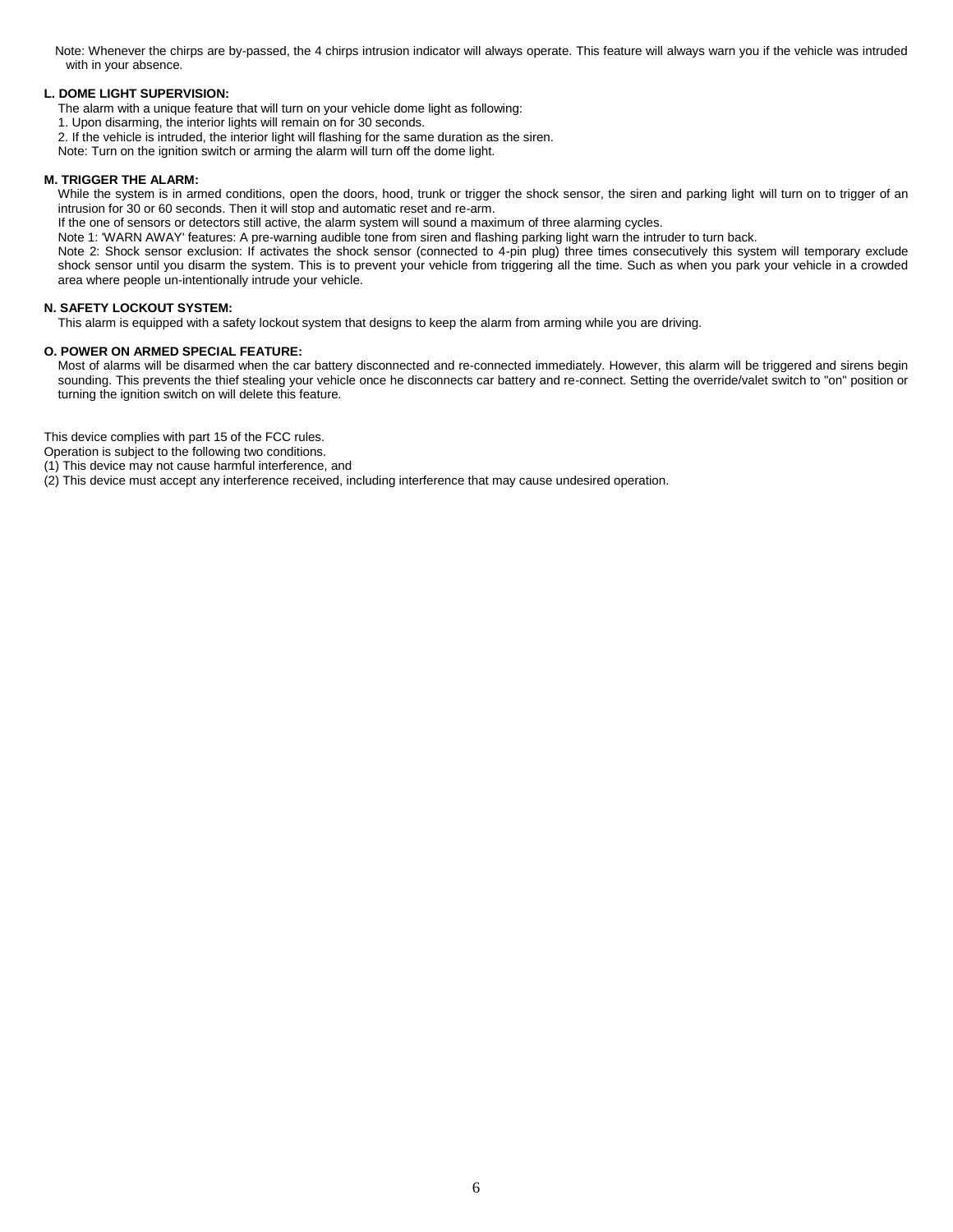Note: Whenever the chirps are by-passed, the 4 chirps intrusion indicator will always operate. This feature will always warn you if the vehicle was intruded with in your absence.

**L. DOME LIGHT SUPERVISION:**

The alarm with a unique feature that will turn on your vehicle dome light as following:

1. Upon disarming, the interior lights will remain on for 30 seconds.
2. If the vehicle is intruded, the interior light will flashing for the same duration as the siren.

Note: Turn on the ignition switch or arming the alarm will turn off the dome light.

**M. TRIGGER THE ALARM:**

While the system is in armed conditions, open the doors, hood, trunk or trigger the shock sensor, the siren and parking light will turn on to trigger of an intrusion for 30 or 60 seconds. Then it will stop and automatic reset and re-arm.

If the one of sensors or detectors still active, the alarm system will sound a maximum of three alarming cycles.

Note 1: 'WARN AWAY' features: A pre-warning audible tone from siren and flashing parking light warn the intruder to turn back.

Note 2: Shock sensor exclusion: If activates the shock sensor (connected to 4-pin plug) three times consecutively this system will temporary exclude shock sensor until you disarm the system. This is to prevent your vehicle from triggering all the time. Such as when you park your vehicle in a crowded area where people un-intentionally intrude your vehicle.

**N. SAFETY LOCKOUT SYSTEM:**

This alarm is equipped with a safety lockout system that designs to keep the alarm from arming while you are driving.

**O. POWER ON ARMED SPECIAL FEATURE:**

Most of alarms will be disarmed when the car battery disconnected and re-connected immediately. However, this alarm will be triggered and sirens begin sounding. This prevents the thief stealing your vehicle once he disconnects car battery and re-connect. Setting the override/valet switch to "on" position or turning the ignition switch on will delete this feature.

This device complies with part 15 of the FCC rules.
Operation is subject to the following two conditions.
(1) This device may not cause harmful interference, and
(2) This device must accept any interference received, including interference that may cause undesired operation.